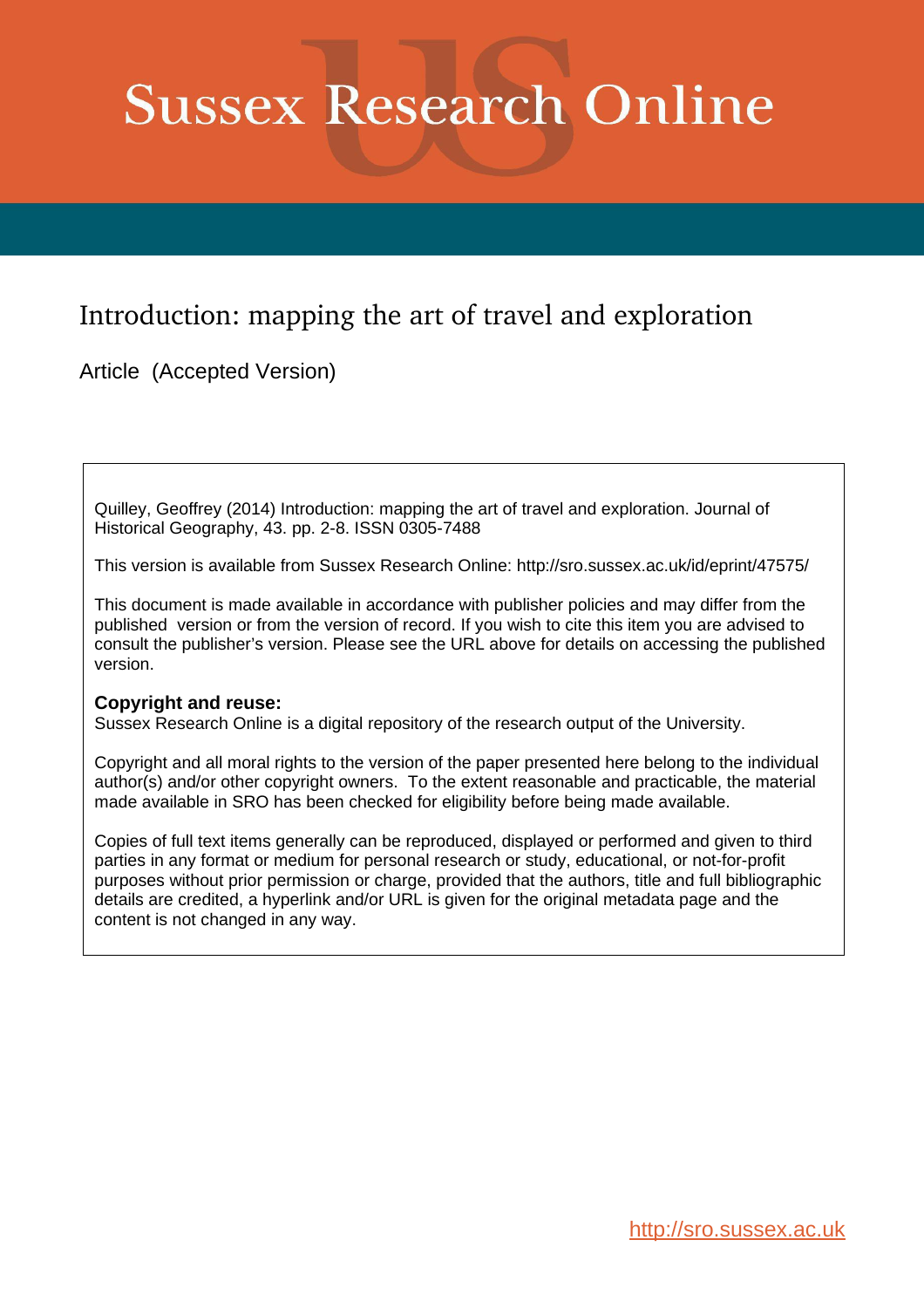# Sussex Research Online

## Introduction: mapping the art of travel and exploration

Article (Accepted Version)

Quilley, Geoffrey (2014) Introduction: mapping the art of travel and exploration. Journal of Historical Geography, 43. pp. 2-8. ISSN 0305-7488

This version is available from Sussex Research Online: http://sro.sussex.ac.uk/id/eprint/47575/

This document is made available in accordance with publisher policies and may differ from the published version or from the version of record. If you wish to cite this item you are advised to consult the publisher's version. Please see the URL above for details on accessing the published version.

**Copyright and reuse:**
Sussex Research Online is a digital repository of the research output of the University.

Copyright and all moral rights to the version of the paper presented here belong to the individual author(s) and/or other copyright owners. To the extent reasonable and practicable, the material made available in SRO has been checked for eligibility before being made available.

Copies of full text items generally can be reproduced, displayed or performed and given to third parties in any format or medium for personal research or study, educational, or not-for-profit purposes without prior permission or charge, provided that the authors, title and full bibliographic details are credited, a hyperlink and/or URL is given for the original metadata page and the content is not changed in any way.

http://sro.sussex.ac.uk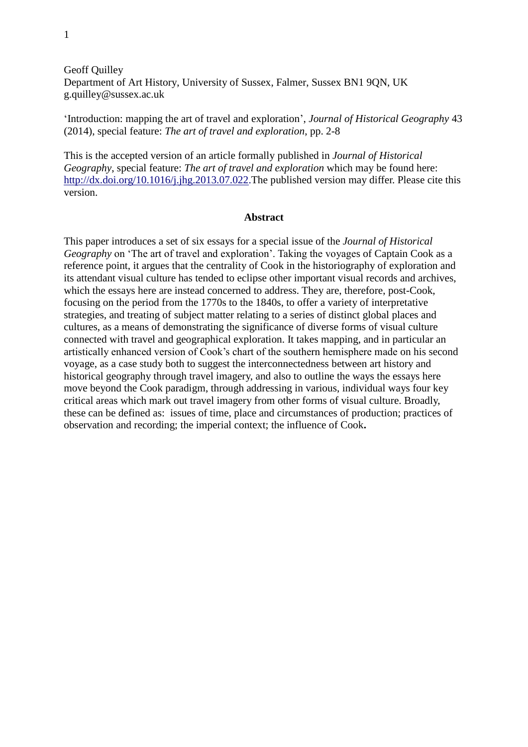Geoff Quilley
Department of Art History, University of Sussex, Falmer, Sussex BN1 9QN, UK
g.quilley@sussex.ac.uk

'Introduction: mapping the art of travel and exploration', *Journal of Historical Geography* 43 (2014), special feature: *The art of travel and exploration*, pp. 2-8

This is the accepted version of an article formally published in *Journal of Historical Geography*, special feature: *The art of travel and exploration* which may be found here: http://dx.doi.org/10.1016/j.jhg.2013.07.022.The published version may differ. Please cite this version.

**Abstract**

This paper introduces a set of six essays for a special issue of the *Journal of Historical Geography* on 'The art of travel and exploration'. Taking the voyages of Captain Cook as a reference point, it argues that the centrality of Cook in the historiography of exploration and its attendant visual culture has tended to eclipse other important visual records and archives, which the essays here are instead concerned to address. They are, therefore, post-Cook, focusing on the period from the 1770s to the 1840s, to offer a variety of interpretative strategies, and treating of subject matter relating to a series of distinct global places and cultures, as a means of demonstrating the significance of diverse forms of visual culture connected with travel and geographical exploration. It takes mapping, and in particular an artistically enhanced version of Cook's chart of the southern hemisphere made on his second voyage, as a case study both to suggest the interconnectedness between art history and historical geography through travel imagery, and also to outline the ways the essays here move beyond the Cook paradigm, through addressing in various, individual ways four key critical areas which mark out travel imagery from other forms of visual culture. Broadly, these can be defined as: issues of time, place and circumstances of production; practices of observation and recording; the imperial context; the influence of Cook.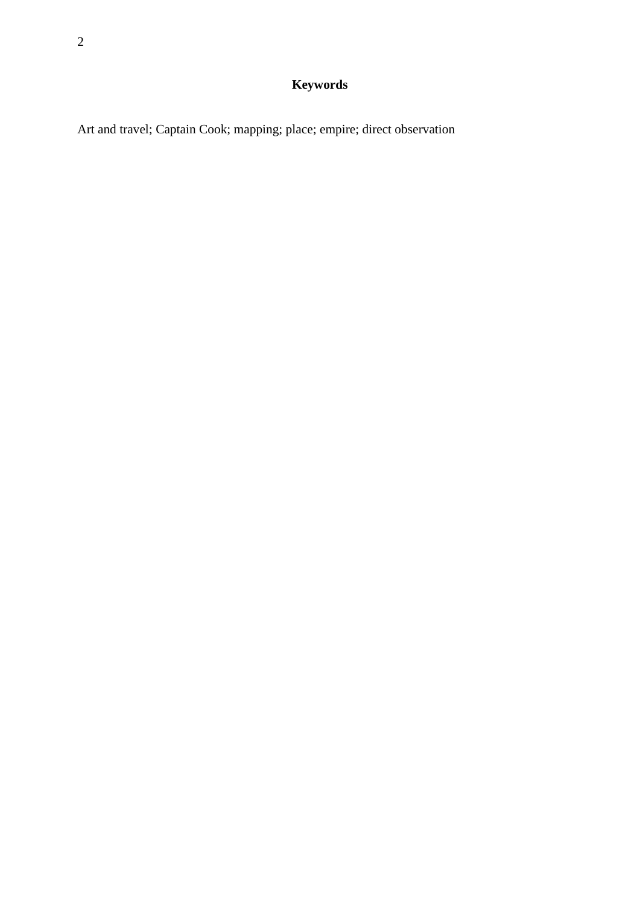## Keywords

Art and travel; Captain Cook; mapping; place; empire; direct observation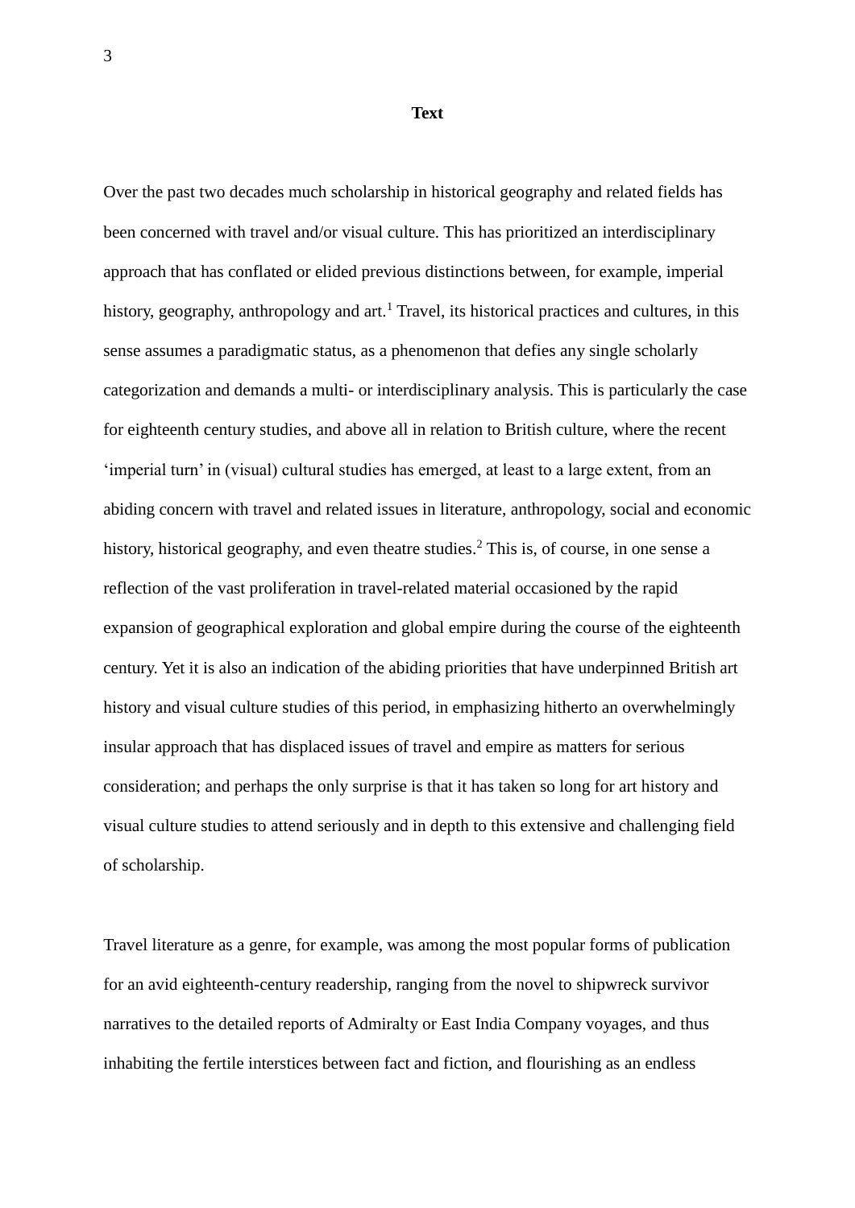**Text**

Over the past two decades much scholarship in historical geography and related fields has been concerned with travel and/or visual culture. This has prioritized an interdisciplinary approach that has conflated or elided previous distinctions between, for example, imperial history, geography, anthropology and art.[1] Travel, its historical practices and cultures, in this sense assumes a paradigmatic status, as a phenomenon that defies any single scholarly categorization and demands a multi- or interdisciplinary analysis. This is particularly the case for eighteenth century studies, and above all in relation to British culture, where the recent 'imperial turn' in (visual) cultural studies has emerged, at least to a large extent, from an abiding concern with travel and related issues in literature, anthropology, social and economic history, historical geography, and even theatre studies.[2] This is, of course, in one sense a reflection of the vast proliferation in travel-related material occasioned by the rapid expansion of geographical exploration and global empire during the course of the eighteenth century. Yet it is also an indication of the abiding priorities that have underpinned British art history and visual culture studies of this period, in emphasizing hitherto an overwhelmingly insular approach that has displaced issues of travel and empire as matters for serious consideration; and perhaps the only surprise is that it has taken so long for art history and visual culture studies to attend seriously and in depth to this extensive and challenging field of scholarship.

Travel literature as a genre, for example, was among the most popular forms of publication for an avid eighteenth-century readership, ranging from the novel to shipwreck survivor narratives to the detailed reports of Admiralty or East India Company voyages, and thus inhabiting the fertile interstices between fact and fiction, and flourishing as an endless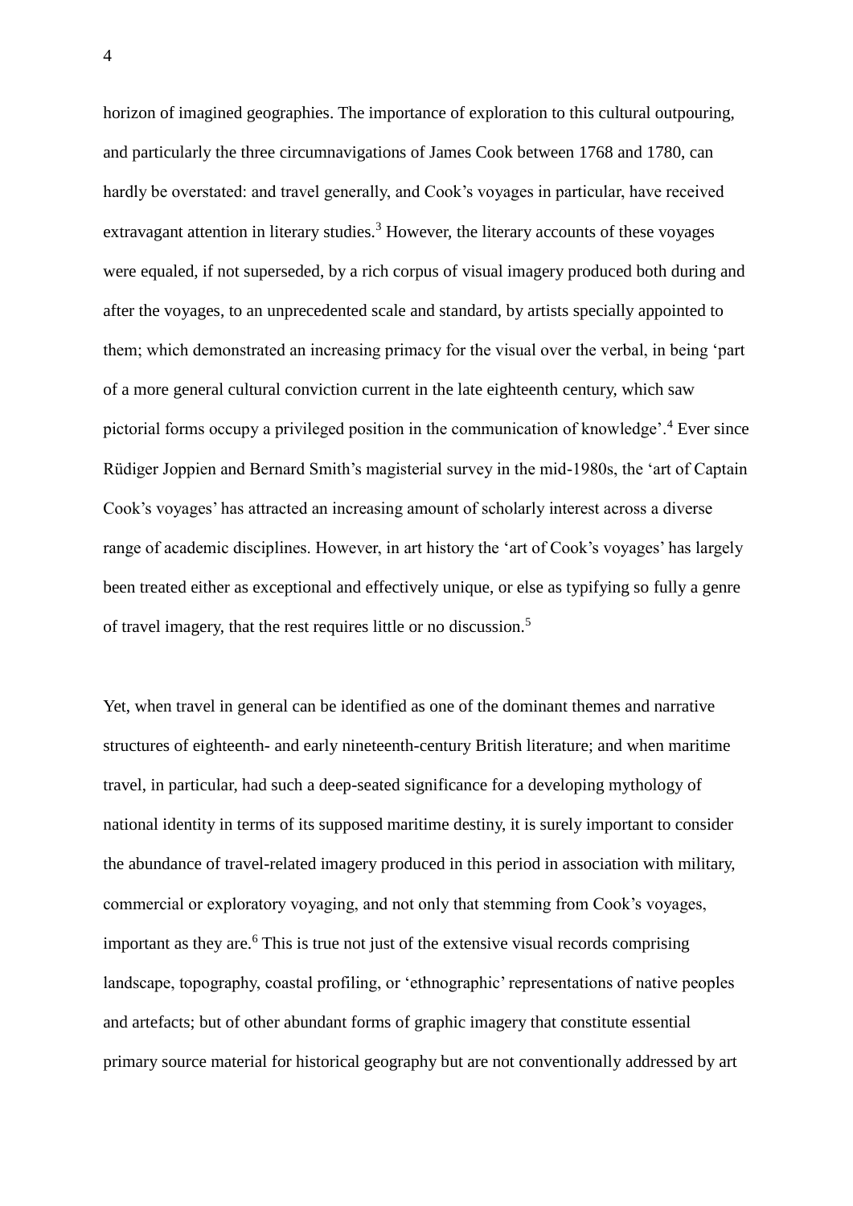horizon of imagined geographies. The importance of exploration to this cultural outpouring, and particularly the three circumnavigations of James Cook between 1768 and 1780, can hardly be overstated: and travel generally, and Cook's voyages in particular, have received extravagant attention in literary studies.[3] However, the literary accounts of these voyages were equaled, if not superseded, by a rich corpus of visual imagery produced both during and after the voyages, to an unprecedented scale and standard, by artists specially appointed to them; which demonstrated an increasing primacy for the visual over the verbal, in being 'part of a more general cultural conviction current in the late eighteenth century, which saw pictorial forms occupy a privileged position in the communication of knowledge'.[4] Ever since Rüdiger Joppien and Bernard Smith's magisterial survey in the mid-1980s, the 'art of Captain Cook's voyages' has attracted an increasing amount of scholarly interest across a diverse range of academic disciplines. However, in art history the 'art of Cook's voyages' has largely been treated either as exceptional and effectively unique, or else as typifying so fully a genre of travel imagery, that the rest requires little or no discussion.[5]

Yet, when travel in general can be identified as one of the dominant themes and narrative structures of eighteenth- and early nineteenth-century British literature; and when maritime travel, in particular, had such a deep-seated significance for a developing mythology of national identity in terms of its supposed maritime destiny, it is surely important to consider the abundance of travel-related imagery produced in this period in association with military, commercial or exploratory voyaging, and not only that stemming from Cook's voyages, important as they are.[6] This is true not just of the extensive visual records comprising landscape, topography, coastal profiling, or 'ethnographic' representations of native peoples and artefacts; but of other abundant forms of graphic imagery that constitute essential primary source material for historical geography but are not conventionally addressed by art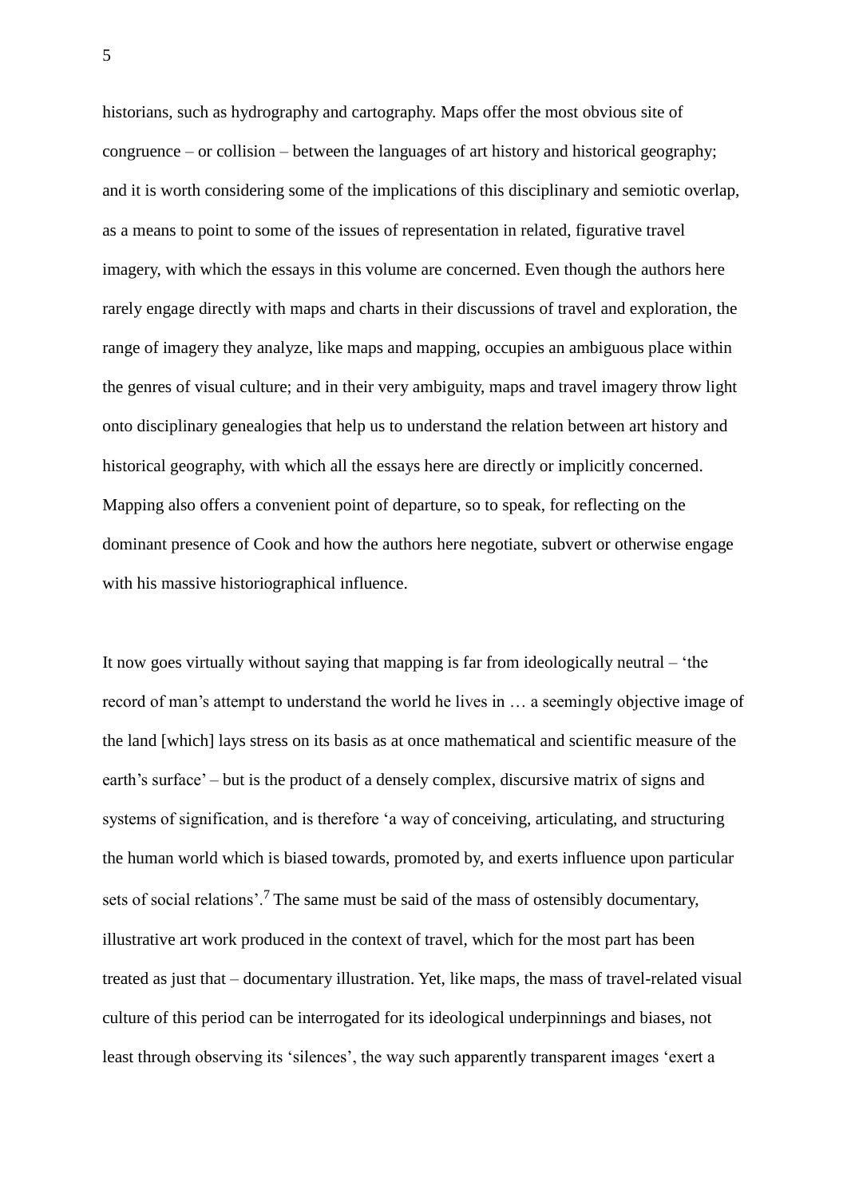historians, such as hydrography and cartography. Maps offer the most obvious site of congruence – or collision – between the languages of art history and historical geography; and it is worth considering some of the implications of this disciplinary and semiotic overlap, as a means to point to some of the issues of representation in related, figurative travel imagery, with which the essays in this volume are concerned. Even though the authors here rarely engage directly with maps and charts in their discussions of travel and exploration, the range of imagery they analyze, like maps and mapping, occupies an ambiguous place within the genres of visual culture; and in their very ambiguity, maps and travel imagery throw light onto disciplinary genealogies that help us to understand the relation between art history and historical geography, with which all the essays here are directly or implicitly concerned. Mapping also offers a convenient point of departure, so to speak, for reflecting on the dominant presence of Cook and how the authors here negotiate, subvert or otherwise engage with his massive historiographical influence.

It now goes virtually without saying that mapping is far from ideologically neutral – 'the record of man's attempt to understand the world he lives in … a seemingly objective image of the land [which] lays stress on its basis as at once mathematical and scientific measure of the earth's surface' – but is the product of a densely complex, discursive matrix of signs and systems of signification, and is therefore 'a way of conceiving, articulating, and structuring the human world which is biased towards, promoted by, and exerts influence upon particular sets of social relations'.[7] The same must be said of the mass of ostensibly documentary, illustrative art work produced in the context of travel, which for the most part has been treated as just that – documentary illustration. Yet, like maps, the mass of travel-related visual culture of this period can be interrogated for its ideological underpinnings and biases, not least through observing its 'silences', the way such apparently transparent images 'exert a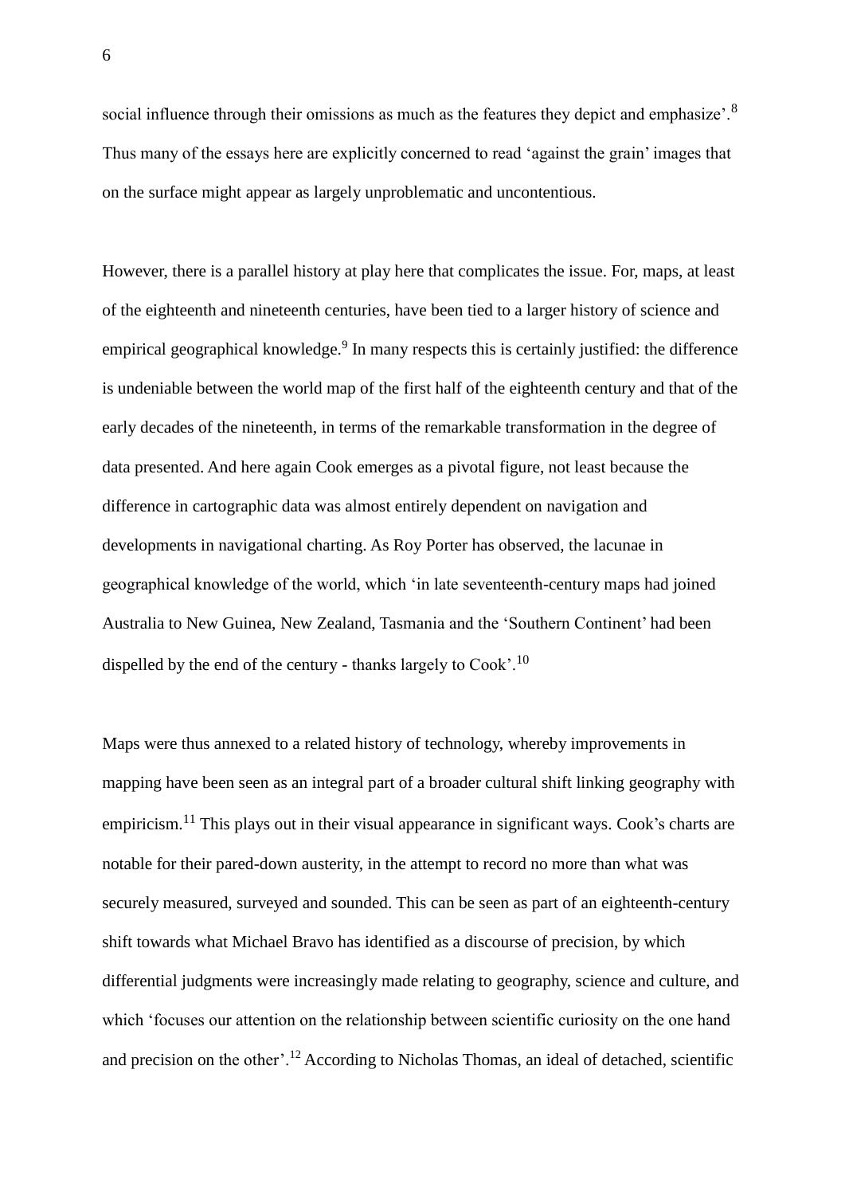social influence through their omissions as much as the features they depict and emphasize'.[8] Thus many of the essays here are explicitly concerned to read 'against the grain' images that on the surface might appear as largely unproblematic and uncontentious.

However, there is a parallel history at play here that complicates the issue. For, maps, at least of the eighteenth and nineteenth centuries, have been tied to a larger history of science and empirical geographical knowledge.[9] In many respects this is certainly justified: the difference is undeniable between the world map of the first half of the eighteenth century and that of the early decades of the nineteenth, in terms of the remarkable transformation in the degree of data presented. And here again Cook emerges as a pivotal figure, not least because the difference in cartographic data was almost entirely dependent on navigation and developments in navigational charting. As Roy Porter has observed, the lacunae in geographical knowledge of the world, which 'in late seventeenth-century maps had joined Australia to New Guinea, New Zealand, Tasmania and the 'Southern Continent' had been dispelled by the end of the century - thanks largely to Cook'.[10]

Maps were thus annexed to a related history of technology, whereby improvements in mapping have been seen as an integral part of a broader cultural shift linking geography with empiricism.[11] This plays out in their visual appearance in significant ways. Cook's charts are notable for their pared-down austerity, in the attempt to record no more than what was securely measured, surveyed and sounded. This can be seen as part of an eighteenth-century shift towards what Michael Bravo has identified as a discourse of precision, by which differential judgments were increasingly made relating to geography, science and culture, and which 'focuses our attention on the relationship between scientific curiosity on the one hand and precision on the other'.[12] According to Nicholas Thomas, an ideal of detached, scientific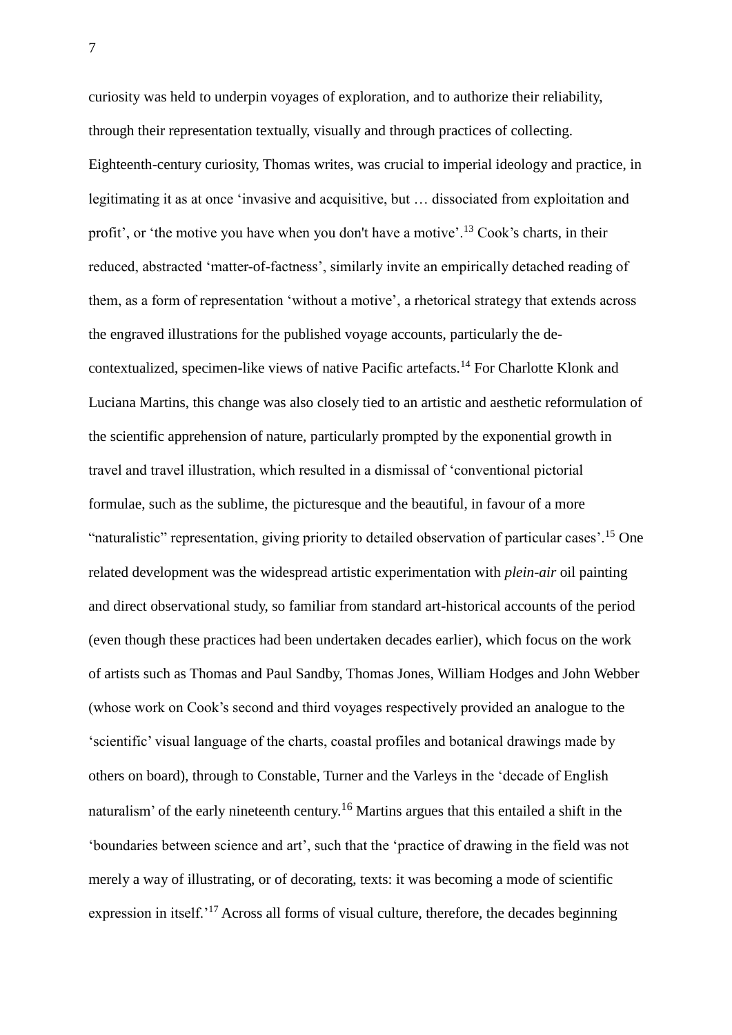curiosity was held to underpin voyages of exploration, and to authorize their reliability, through their representation textually, visually and through practices of collecting. Eighteenth-century curiosity, Thomas writes, was crucial to imperial ideology and practice, in legitimating it as at once 'invasive and acquisitive, but … dissociated from exploitation and profit', or 'the motive you have when you don't have a motive'.[13] Cook's charts, in their reduced, abstracted 'matter-of-factness', similarly invite an empirically detached reading of them, as a form of representation 'without a motive', a rhetorical strategy that extends across the engraved illustrations for the published voyage accounts, particularly the de-contextualized, specimen-like views of native Pacific artefacts.[14] For Charlotte Klonk and Luciana Martins, this change was also closely tied to an artistic and aesthetic reformulation of the scientific apprehension of nature, particularly prompted by the exponential growth in travel and travel illustration, which resulted in a dismissal of 'conventional pictorial formulae, such as the sublime, the picturesque and the beautiful, in favour of a more "naturalistic" representation, giving priority to detailed observation of particular cases'.[15] One related development was the widespread artistic experimentation with *plein-air* oil painting and direct observational study, so familiar from standard art-historical accounts of the period (even though these practices had been undertaken decades earlier), which focus on the work of artists such as Thomas and Paul Sandby, Thomas Jones, William Hodges and John Webber (whose work on Cook's second and third voyages respectively provided an analogue to the 'scientific' visual language of the charts, coastal profiles and botanical drawings made by others on board), through to Constable, Turner and the Varleys in the 'decade of English naturalism' of the early nineteenth century.[16] Martins argues that this entailed a shift in the 'boundaries between science and art', such that the 'practice of drawing in the field was not merely a way of illustrating, or of decorating, texts: it was becoming a mode of scientific expression in itself.'[17] Across all forms of visual culture, therefore, the decades beginning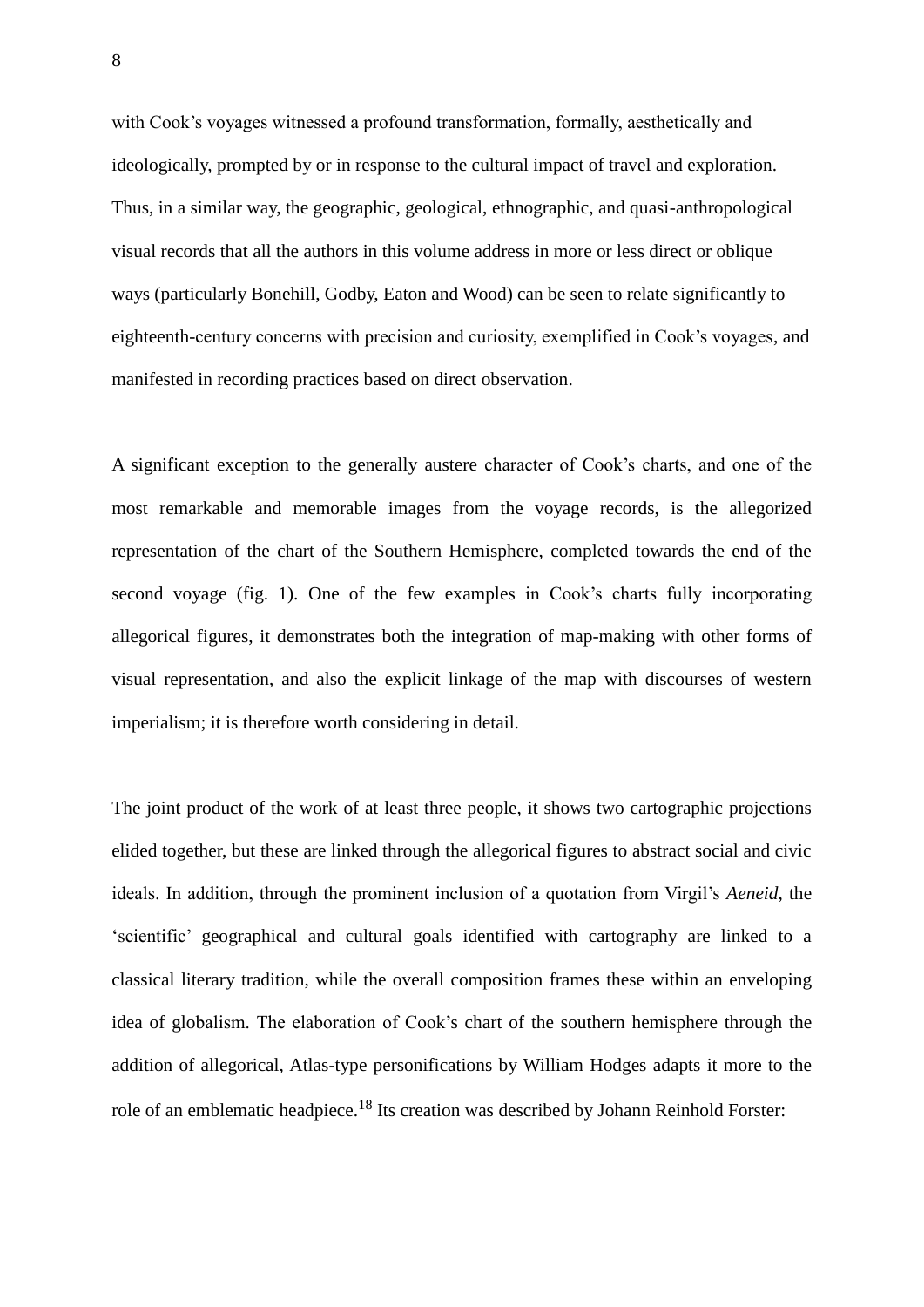with Cook's voyages witnessed a profound transformation, formally, aesthetically and ideologically, prompted by or in response to the cultural impact of travel and exploration. Thus, in a similar way, the geographic, geological, ethnographic, and quasi-anthropological visual records that all the authors in this volume address in more or less direct or oblique ways (particularly Bonehill, Godby, Eaton and Wood) can be seen to relate significantly to eighteenth-century concerns with precision and curiosity, exemplified in Cook's voyages, and manifested in recording practices based on direct observation.

A significant exception to the generally austere character of Cook's charts, and one of the most remarkable and memorable images from the voyage records, is the allegorized representation of the chart of the Southern Hemisphere, completed towards the end of the second voyage (fig. 1). One of the few examples in Cook's charts fully incorporating allegorical figures, it demonstrates both the integration of map-making with other forms of visual representation, and also the explicit linkage of the map with discourses of western imperialism; it is therefore worth considering in detail.

The joint product of the work of at least three people, it shows two cartographic projections elided together, but these are linked through the allegorical figures to abstract social and civic ideals. In addition, through the prominent inclusion of a quotation from Virgil's *Aeneid*, the 'scientific' geographical and cultural goals identified with cartography are linked to a classical literary tradition, while the overall composition frames these within an enveloping idea of globalism. The elaboration of Cook's chart of the southern hemisphere through the addition of allegorical, Atlas-type personifications by William Hodges adapts it more to the role of an emblematic headpiece.[18] Its creation was described by Johann Reinhold Forster: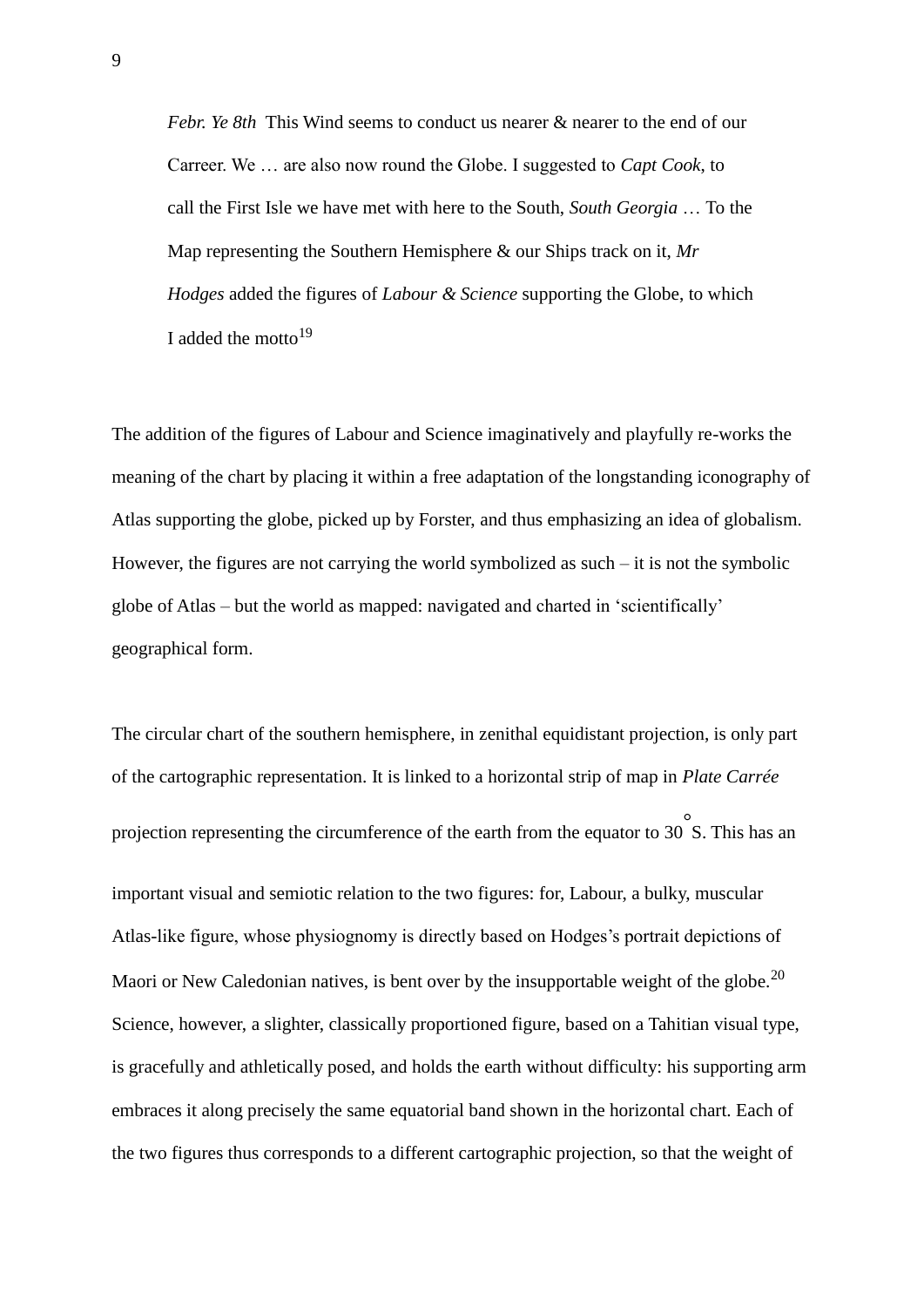> *Febr. Ye 8th* This Wind seems to conduct us nearer & nearer to the end of our Carreer. We … are also now round the Globe. I suggested to *Capt Cook*, to call the First Isle we have met with here to the South, *South Georgia* … To the Map representing the Southern Hemisphere & our Ships track on it, *Mr Hodges* added the figures of *Labour & Science* supporting the Globe, to which I added the motto[19]

The addition of the figures of Labour and Science imaginatively and playfully re-works the meaning of the chart by placing it within a free adaptation of the longstanding iconography of Atlas supporting the globe, picked up by Forster, and thus emphasizing an idea of globalism. However, the figures are not carrying the world symbolized as such – it is not the symbolic globe of Atlas – but the world as mapped: navigated and charted in 'scientifically' geographical form.

The circular chart of the southern hemisphere, in zenithal equidistant projection, is only part of the cartographic representation. It is linked to a horizontal strip of map in *Plate Carrée* projection representing the circumference of the earth from the equator to 30°S. This has an important visual and semiotic relation to the two figures: for, Labour, a bulky, muscular Atlas-like figure, whose physiognomy is directly based on Hodges's portrait depictions of Maori or New Caledonian natives, is bent over by the insupportable weight of the globe.[20] Science, however, a slighter, classically proportioned figure, based on a Tahitian visual type, is gracefully and athletically posed, and holds the earth without difficulty: his supporting arm embraces it along precisely the same equatorial band shown in the horizontal chart. Each of the two figures thus corresponds to a different cartographic projection, so that the weight of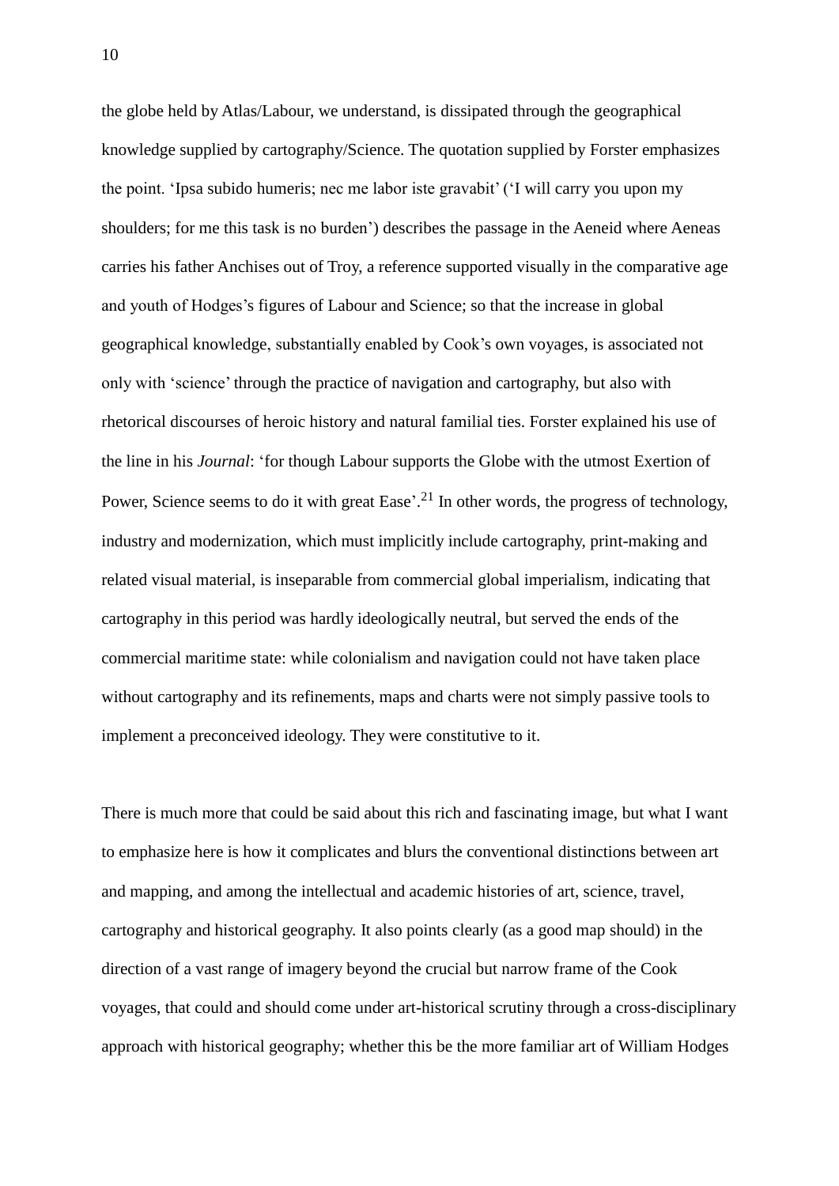the globe held by Atlas/Labour, we understand, is dissipated through the geographical knowledge supplied by cartography/Science. The quotation supplied by Forster emphasizes the point. 'Ipsa subido humeris; nec me labor iste gravabit' ('I will carry you upon my shoulders; for me this task is no burden') describes the passage in the Aeneid where Aeneas carries his father Anchises out of Troy, a reference supported visually in the comparative age and youth of Hodges's figures of Labour and Science; so that the increase in global geographical knowledge, substantially enabled by Cook's own voyages, is associated not only with 'science' through the practice of navigation and cartography, but also with rhetorical discourses of heroic history and natural familial ties. Forster explained his use of the line in his *Journal*: 'for though Labour supports the Globe with the utmost Exertion of Power, Science seems to do it with great Ease'.[21] In other words, the progress of technology, industry and modernization, which must implicitly include cartography, print-making and related visual material, is inseparable from commercial global imperialism, indicating that cartography in this period was hardly ideologically neutral, but served the ends of the commercial maritime state: while colonialism and navigation could not have taken place without cartography and its refinements, maps and charts were not simply passive tools to implement a preconceived ideology. They were constitutive to it.

There is much more that could be said about this rich and fascinating image, but what I want to emphasize here is how it complicates and blurs the conventional distinctions between art and mapping, and among the intellectual and academic histories of art, science, travel, cartography and historical geography. It also points clearly (as a good map should) in the direction of a vast range of imagery beyond the crucial but narrow frame of the Cook voyages, that could and should come under art-historical scrutiny through a cross-disciplinary approach with historical geography; whether this be the more familiar art of William Hodges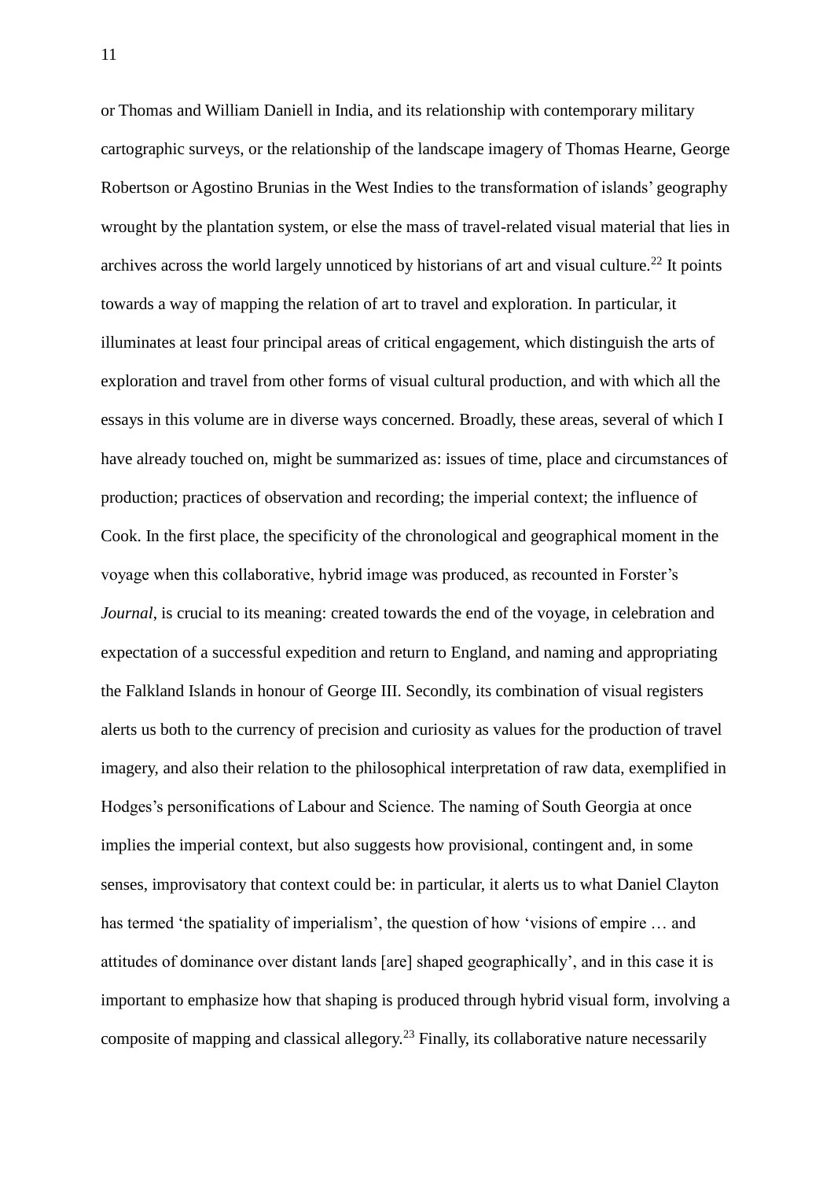or Thomas and William Daniell in India, and its relationship with contemporary military cartographic surveys, or the relationship of the landscape imagery of Thomas Hearne, George Robertson or Agostino Brunias in the West Indies to the transformation of islands' geography wrought by the plantation system, or else the mass of travel-related visual material that lies in archives across the world largely unnoticed by historians of art and visual culture.[22] It points towards a way of mapping the relation of art to travel and exploration. In particular, it illuminates at least four principal areas of critical engagement, which distinguish the arts of exploration and travel from other forms of visual cultural production, and with which all the essays in this volume are in diverse ways concerned. Broadly, these areas, several of which I have already touched on, might be summarized as: issues of time, place and circumstances of production; practices of observation and recording; the imperial context; the influence of Cook. In the first place, the specificity of the chronological and geographical moment in the voyage when this collaborative, hybrid image was produced, as recounted in Forster's *Journal*, is crucial to its meaning: created towards the end of the voyage, in celebration and expectation of a successful expedition and return to England, and naming and appropriating the Falkland Islands in honour of George III. Secondly, its combination of visual registers alerts us both to the currency of precision and curiosity as values for the production of travel imagery, and also their relation to the philosophical interpretation of raw data, exemplified in Hodges's personifications of Labour and Science. The naming of South Georgia at once implies the imperial context, but also suggests how provisional, contingent and, in some senses, improvisatory that context could be: in particular, it alerts us to what Daniel Clayton has termed 'the spatiality of imperialism', the question of how 'visions of empire … and attitudes of dominance over distant lands [are] shaped geographically', and in this case it is important to emphasize how that shaping is produced through hybrid visual form, involving a composite of mapping and classical allegory.[23] Finally, its collaborative nature necessarily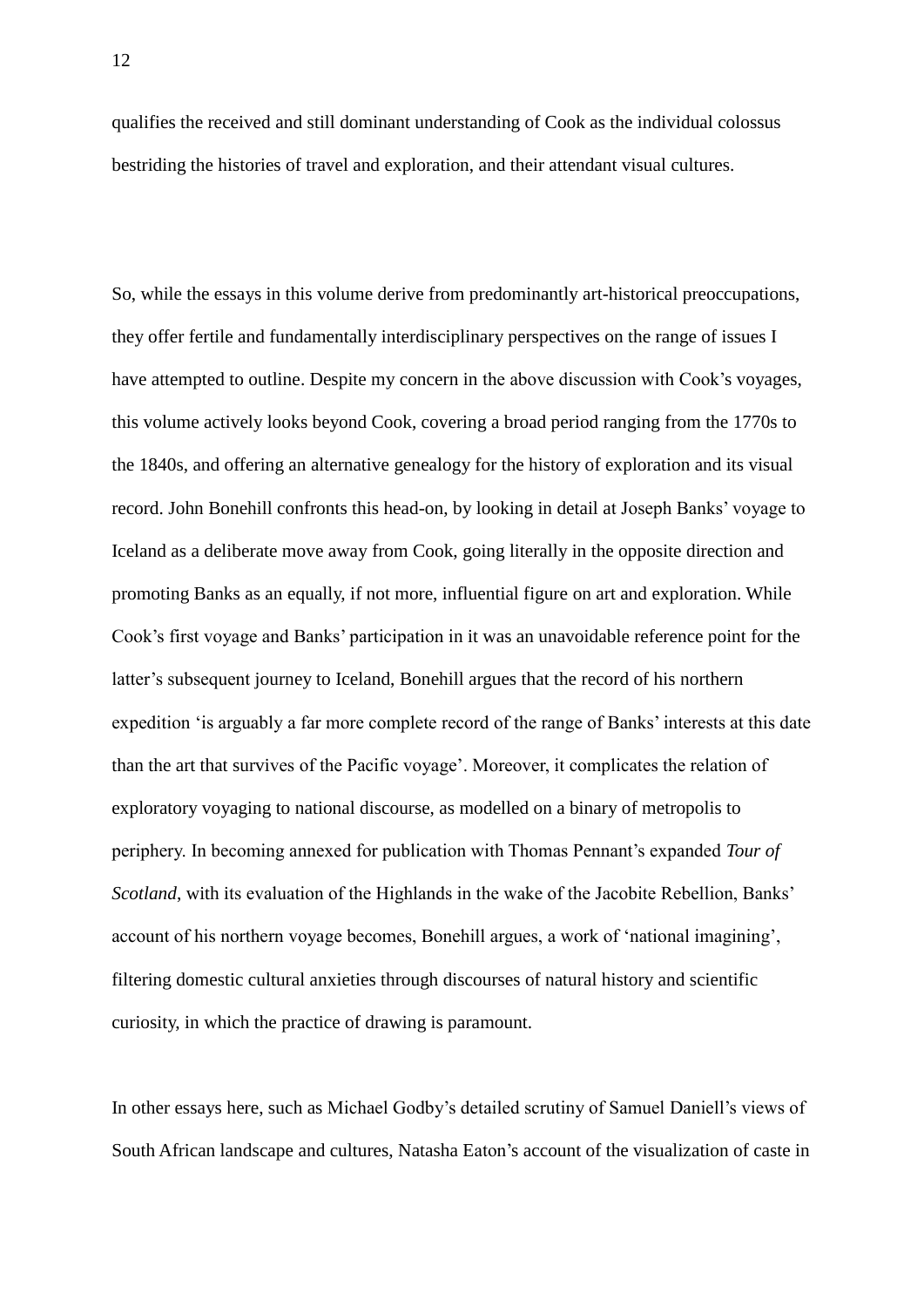qualifies the received and still dominant understanding of Cook as the individual colossus bestriding the histories of travel and exploration, and their attendant visual cultures.

So, while the essays in this volume derive from predominantly art-historical preoccupations, they offer fertile and fundamentally interdisciplinary perspectives on the range of issues I have attempted to outline. Despite my concern in the above discussion with Cook's voyages, this volume actively looks beyond Cook, covering a broad period ranging from the 1770s to the 1840s, and offering an alternative genealogy for the history of exploration and its visual record. John Bonehill confronts this head-on, by looking in detail at Joseph Banks' voyage to Iceland as a deliberate move away from Cook, going literally in the opposite direction and promoting Banks as an equally, if not more, influential figure on art and exploration. While Cook's first voyage and Banks' participation in it was an unavoidable reference point for the latter's subsequent journey to Iceland, Bonehill argues that the record of his northern expedition 'is arguably a far more complete record of the range of Banks' interests at this date than the art that survives of the Pacific voyage'. Moreover, it complicates the relation of exploratory voyaging to national discourse, as modelled on a binary of metropolis to periphery. In becoming annexed for publication with Thomas Pennant's expanded *Tour of Scotland*, with its evaluation of the Highlands in the wake of the Jacobite Rebellion, Banks' account of his northern voyage becomes, Bonehill argues, a work of 'national imagining', filtering domestic cultural anxieties through discourses of natural history and scientific curiosity, in which the practice of drawing is paramount.

In other essays here, such as Michael Godby's detailed scrutiny of Samuel Daniell's views of South African landscape and cultures, Natasha Eaton's account of the visualization of caste in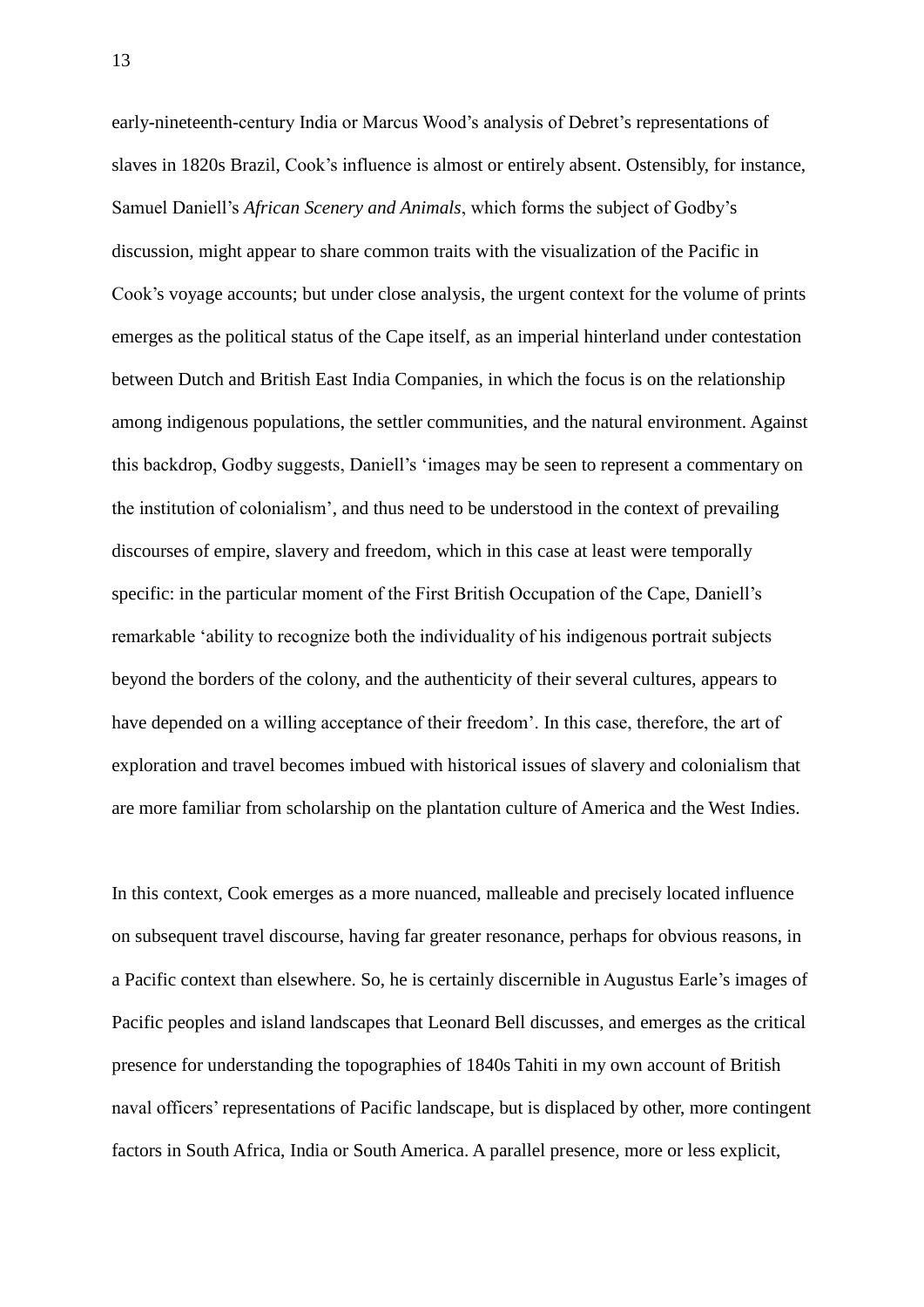early-nineteenth-century India or Marcus Wood's analysis of Debret's representations of slaves in 1820s Brazil, Cook's influence is almost or entirely absent. Ostensibly, for instance, Samuel Daniell's *African Scenery and Animals*, which forms the subject of Godby's discussion, might appear to share common traits with the visualization of the Pacific in Cook's voyage accounts; but under close analysis, the urgent context for the volume of prints emerges as the political status of the Cape itself, as an imperial hinterland under contestation between Dutch and British East India Companies, in which the focus is on the relationship among indigenous populations, the settler communities, and the natural environment. Against this backdrop, Godby suggests, Daniell's 'images may be seen to represent a commentary on the institution of colonialism', and thus need to be understood in the context of prevailing discourses of empire, slavery and freedom, which in this case at least were temporally specific: in the particular moment of the First British Occupation of the Cape, Daniell's remarkable 'ability to recognize both the individuality of his indigenous portrait subjects beyond the borders of the colony, and the authenticity of their several cultures, appears to have depended on a willing acceptance of their freedom'. In this case, therefore, the art of exploration and travel becomes imbued with historical issues of slavery and colonialism that are more familiar from scholarship on the plantation culture of America and the West Indies.

In this context, Cook emerges as a more nuanced, malleable and precisely located influence on subsequent travel discourse, having far greater resonance, perhaps for obvious reasons, in a Pacific context than elsewhere. So, he is certainly discernible in Augustus Earle's images of Pacific peoples and island landscapes that Leonard Bell discusses, and emerges as the critical presence for understanding the topographies of 1840s Tahiti in my own account of British naval officers' representations of Pacific landscape, but is displaced by other, more contingent factors in South Africa, India or South America. A parallel presence, more or less explicit,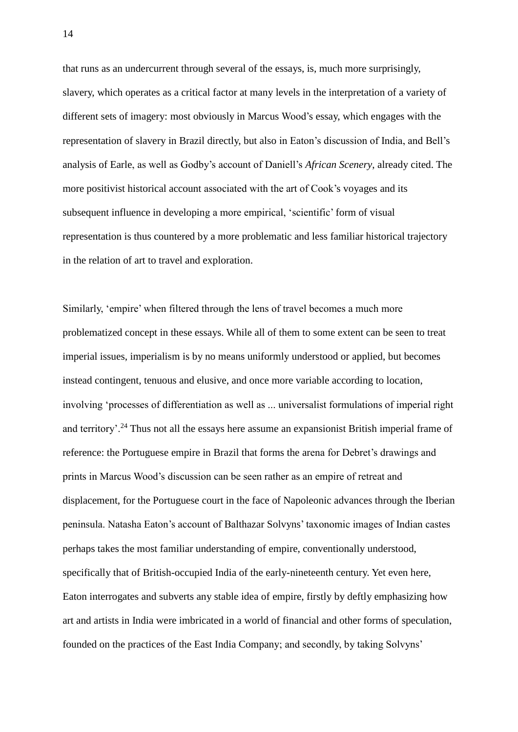that runs as an undercurrent through several of the essays, is, much more surprisingly, slavery, which operates as a critical factor at many levels in the interpretation of a variety of different sets of imagery: most obviously in Marcus Wood's essay, which engages with the representation of slavery in Brazil directly, but also in Eaton's discussion of India, and Bell's analysis of Earle, as well as Godby's account of Daniell's *African Scenery*, already cited. The more positivist historical account associated with the art of Cook's voyages and its subsequent influence in developing a more empirical, 'scientific' form of visual representation is thus countered by a more problematic and less familiar historical trajectory in the relation of art to travel and exploration.

Similarly, 'empire' when filtered through the lens of travel becomes a much more problematized concept in these essays. While all of them to some extent can be seen to treat imperial issues, imperialism is by no means uniformly understood or applied, but becomes instead contingent, tenuous and elusive, and once more variable according to location, involving 'processes of differentiation as well as ... universalist formulations of imperial right and territory'.[24] Thus not all the essays here assume an expansionist British imperial frame of reference: the Portuguese empire in Brazil that forms the arena for Debret's drawings and prints in Marcus Wood's discussion can be seen rather as an empire of retreat and displacement, for the Portuguese court in the face of Napoleonic advances through the Iberian peninsula. Natasha Eaton's account of Balthazar Solvyns' taxonomic images of Indian castes perhaps takes the most familiar understanding of empire, conventionally understood, specifically that of British-occupied India of the early-nineteenth century. Yet even here, Eaton interrogates and subverts any stable idea of empire, firstly by deftly emphasizing how art and artists in India were imbricated in a world of financial and other forms of speculation, founded on the practices of the East India Company; and secondly, by taking Solvyns'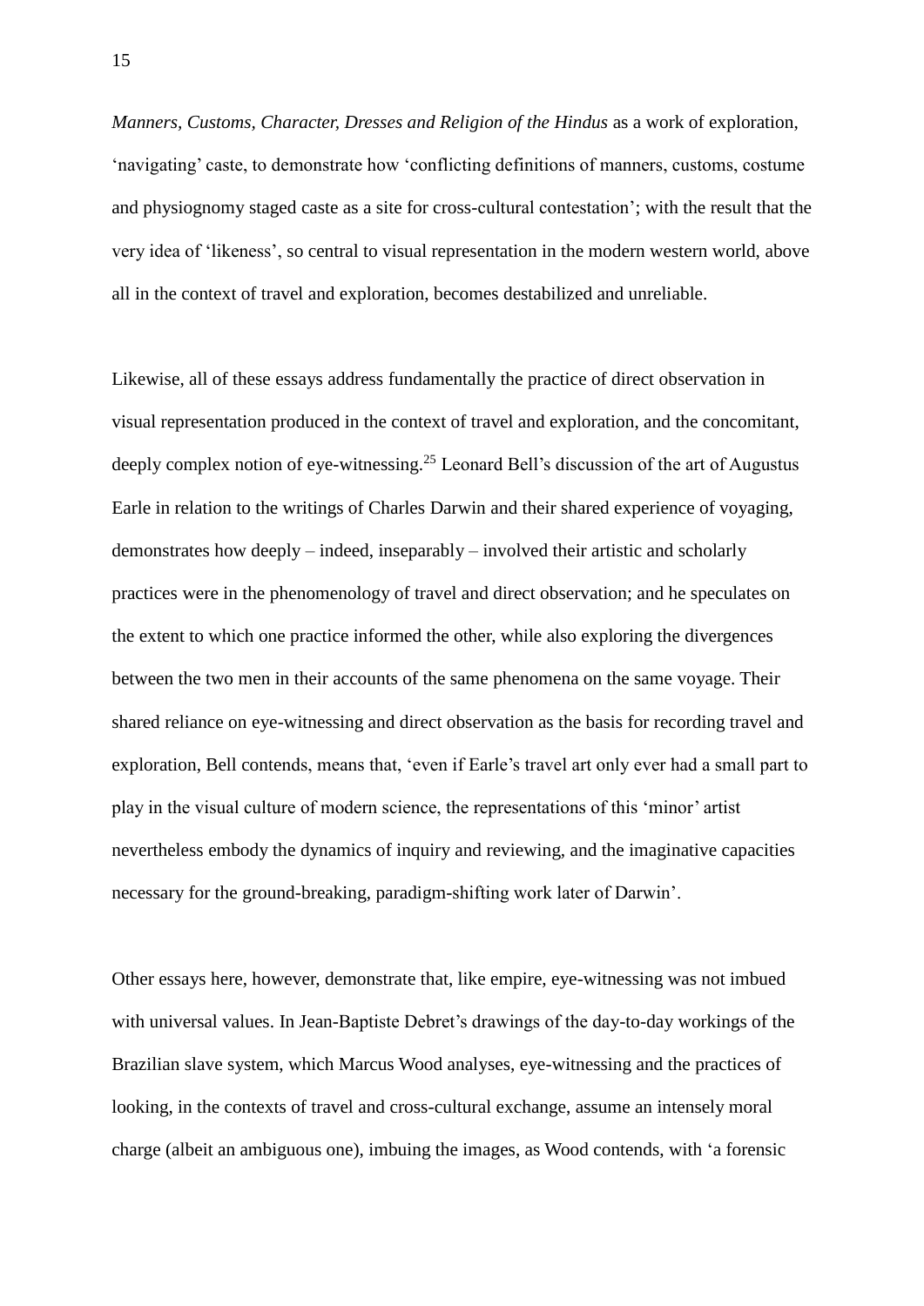*Manners, Customs, Character, Dresses and Religion of the Hindus* as a work of exploration, 'navigating' caste, to demonstrate how 'conflicting definitions of manners, customs, costume and physiognomy staged caste as a site for cross-cultural contestation'; with the result that the very idea of 'likeness', so central to visual representation in the modern western world, above all in the context of travel and exploration, becomes destabilized and unreliable.

Likewise, all of these essays address fundamentally the practice of direct observation in visual representation produced in the context of travel and exploration, and the concomitant, deeply complex notion of eye-witnessing.[25] Leonard Bell's discussion of the art of Augustus Earle in relation to the writings of Charles Darwin and their shared experience of voyaging, demonstrates how deeply – indeed, inseparably – involved their artistic and scholarly practices were in the phenomenology of travel and direct observation; and he speculates on the extent to which one practice informed the other, while also exploring the divergences between the two men in their accounts of the same phenomena on the same voyage. Their shared reliance on eye-witnessing and direct observation as the basis for recording travel and exploration, Bell contends, means that, 'even if Earle's travel art only ever had a small part to play in the visual culture of modern science, the representations of this 'minor' artist nevertheless embody the dynamics of inquiry and reviewing, and the imaginative capacities necessary for the ground-breaking, paradigm-shifting work later of Darwin'.

Other essays here, however, demonstrate that, like empire, eye-witnessing was not imbued with universal values. In Jean-Baptiste Debret's drawings of the day-to-day workings of the Brazilian slave system, which Marcus Wood analyses, eye-witnessing and the practices of looking, in the contexts of travel and cross-cultural exchange, assume an intensely moral charge (albeit an ambiguous one), imbuing the images, as Wood contends, with 'a forensic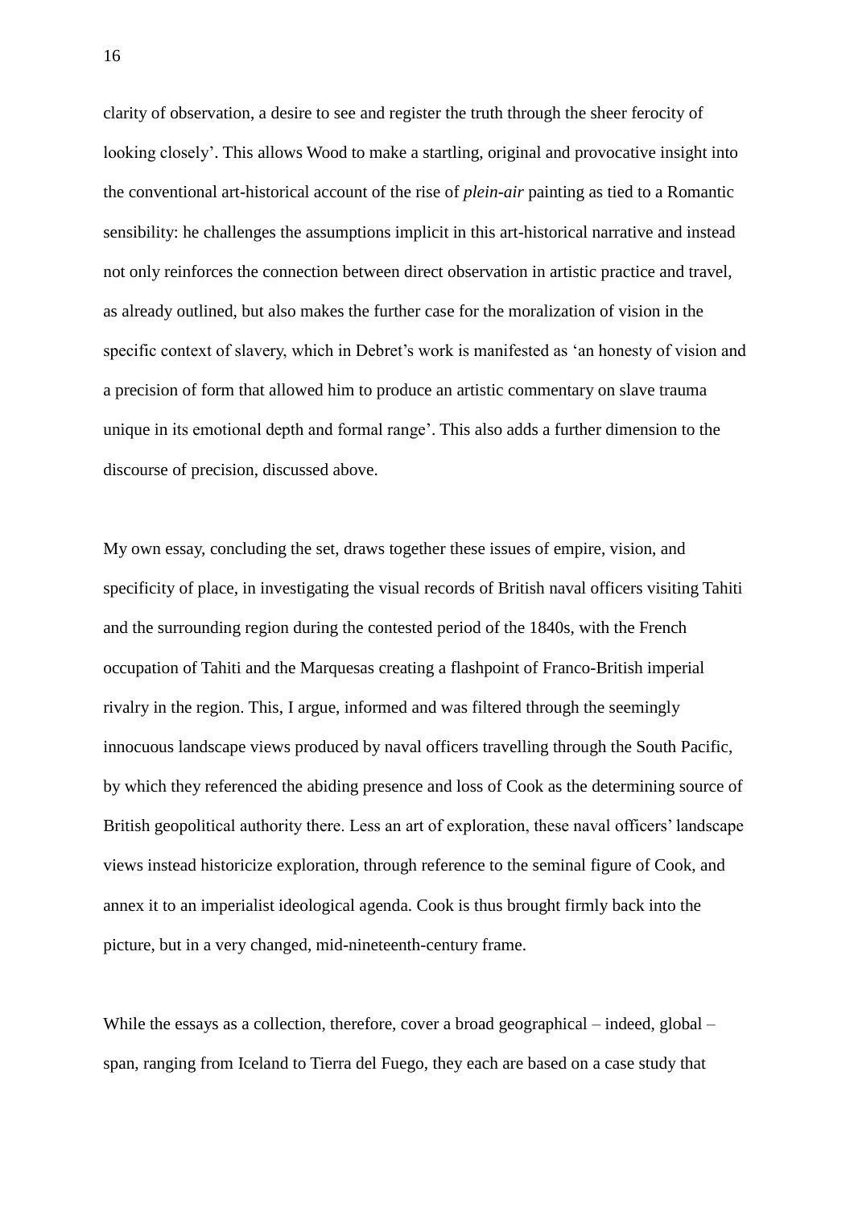clarity of observation, a desire to see and register the truth through the sheer ferocity of looking closely'. This allows Wood to make a startling, original and provocative insight into the conventional art-historical account of the rise of *plein-air* painting as tied to a Romantic sensibility: he challenges the assumptions implicit in this art-historical narrative and instead not only reinforces the connection between direct observation in artistic practice and travel, as already outlined, but also makes the further case for the moralization of vision in the specific context of slavery, which in Debret's work is manifested as 'an honesty of vision and a precision of form that allowed him to produce an artistic commentary on slave trauma unique in its emotional depth and formal range'. This also adds a further dimension to the discourse of precision, discussed above.

My own essay, concluding the set, draws together these issues of empire, vision, and specificity of place, in investigating the visual records of British naval officers visiting Tahiti and the surrounding region during the contested period of the 1840s, with the French occupation of Tahiti and the Marquesas creating a flashpoint of Franco-British imperial rivalry in the region. This, I argue, informed and was filtered through the seemingly innocuous landscape views produced by naval officers travelling through the South Pacific, by which they referenced the abiding presence and loss of Cook as the determining source of British geopolitical authority there. Less an art of exploration, these naval officers' landscape views instead historicize exploration, through reference to the seminal figure of Cook, and annex it to an imperialist ideological agenda. Cook is thus brought firmly back into the picture, but in a very changed, mid-nineteenth-century frame.

While the essays as a collection, therefore, cover a broad geographical – indeed, global – span, ranging from Iceland to Tierra del Fuego, they each are based on a case study that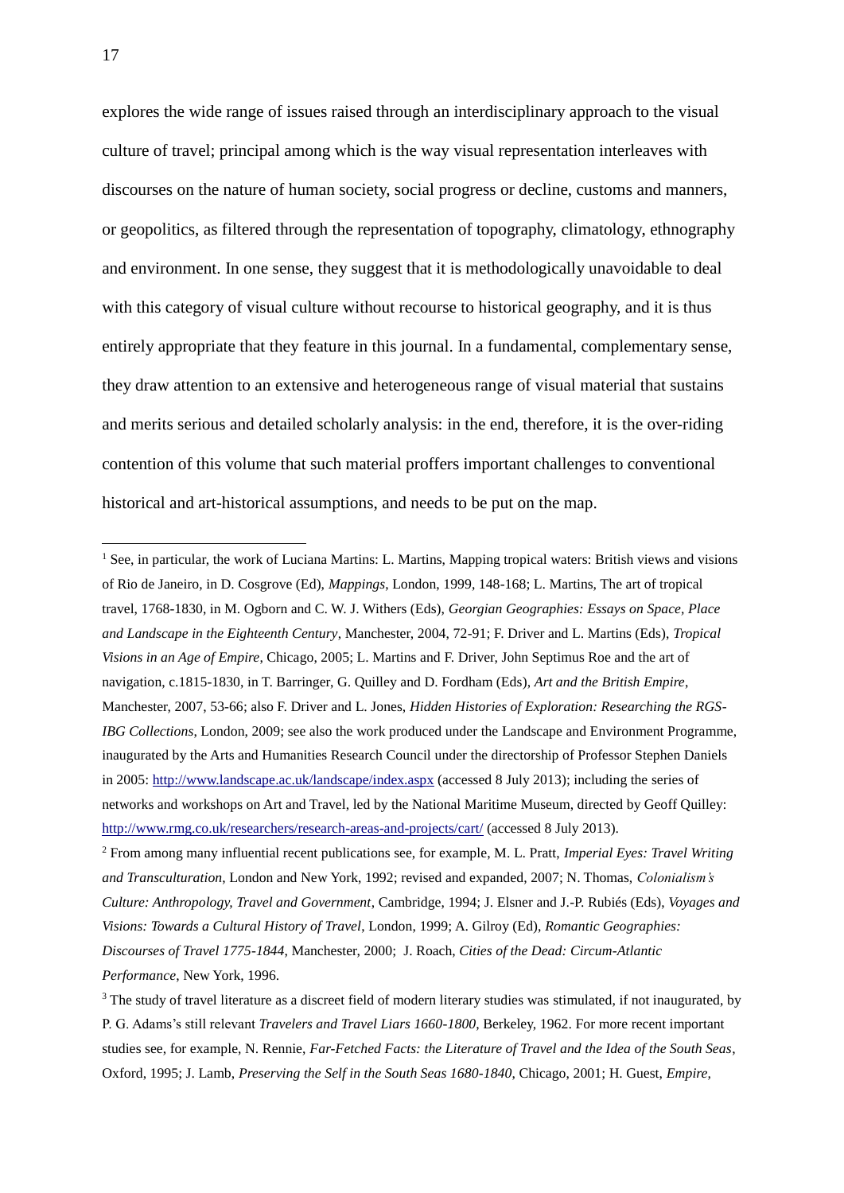explores the wide range of issues raised through an interdisciplinary approach to the visual culture of travel; principal among which is the way visual representation interleaves with discourses on the nature of human society, social progress or decline, customs and manners, or geopolitics, as filtered through the representation of topography, climatology, ethnography and environment. In one sense, they suggest that it is methodologically unavoidable to deal with this category of visual culture without recourse to historical geography, and it is thus entirely appropriate that they feature in this journal. In a fundamental, complementary sense, they draw attention to an extensive and heterogeneous range of visual material that sustains and merits serious and detailed scholarly analysis: in the end, therefore, it is the over-riding contention of this volume that such material proffers important challenges to conventional historical and art-historical assumptions, and needs to be put on the map.

---

[1] See, in particular, the work of Luciana Martins: L. Martins, Mapping tropical waters: British views and visions of Rio de Janeiro, in D. Cosgrove (Ed), *Mappings*, London, 1999, 148-168; L. Martins, The art of tropical travel, 1768-1830, in M. Ogborn and C. W. J. Withers (Eds), *Georgian Geographies: Essays on Space, Place and Landscape in the Eighteenth Century*, Manchester, 2004, 72-91; F. Driver and L. Martins (Eds), *Tropical Visions in an Age of Empire,* Chicago, 2005; L. Martins and F. Driver, John Septimus Roe and the art of navigation, c.1815-1830, in T. Barringer, G. Quilley and D. Fordham (Eds), *Art and the British Empire*, Manchester, 2007, 53-66; also F. Driver and L. Jones, *Hidden Histories of Exploration: Researching the RGS-IBG Collections*, London, 2009; see also the work produced under the Landscape and Environment Programme, inaugurated by the Arts and Humanities Research Council under the directorship of Professor Stephen Daniels in 2005: http://www.landscape.ac.uk/landscape/index.aspx (accessed 8 July 2013); including the series of networks and workshops on Art and Travel, led by the National Maritime Museum, directed by Geoff Quilley: http://www.rmg.co.uk/researchers/research-areas-and-projects/cart/ (accessed 8 July 2013).

[2] From among many influential recent publications see, for example, M. L. Pratt, *Imperial Eyes: Travel Writing and Transculturation*, London and New York, 1992; revised and expanded, 2007; N. Thomas, *Colonialism's Culture: Anthropology, Travel and Government*, Cambridge, 1994; J. Elsner and J.-P. Rubiés (Eds), *Voyages and Visions: Towards a Cultural History of Travel*, London, 1999; A. Gilroy (Ed), *Romantic Geographies: Discourses of Travel 1775-1844*, Manchester, 2000; J. Roach, *Cities of the Dead: Circum-Atlantic Performance*, New York, 1996.

[3] The study of travel literature as a discreet field of modern literary studies was stimulated, if not inaugurated, by P. G. Adams's still relevant *Travelers and Travel Liars 1660-1800*, Berkeley, 1962. For more recent important studies see, for example, N. Rennie, *Far-Fetched Facts: the Literature of Travel and the Idea of the South Seas*, Oxford, 1995; J. Lamb, *Preserving the Self in the South Seas 1680-1840*, Chicago, 2001; H. Guest, *Empire,*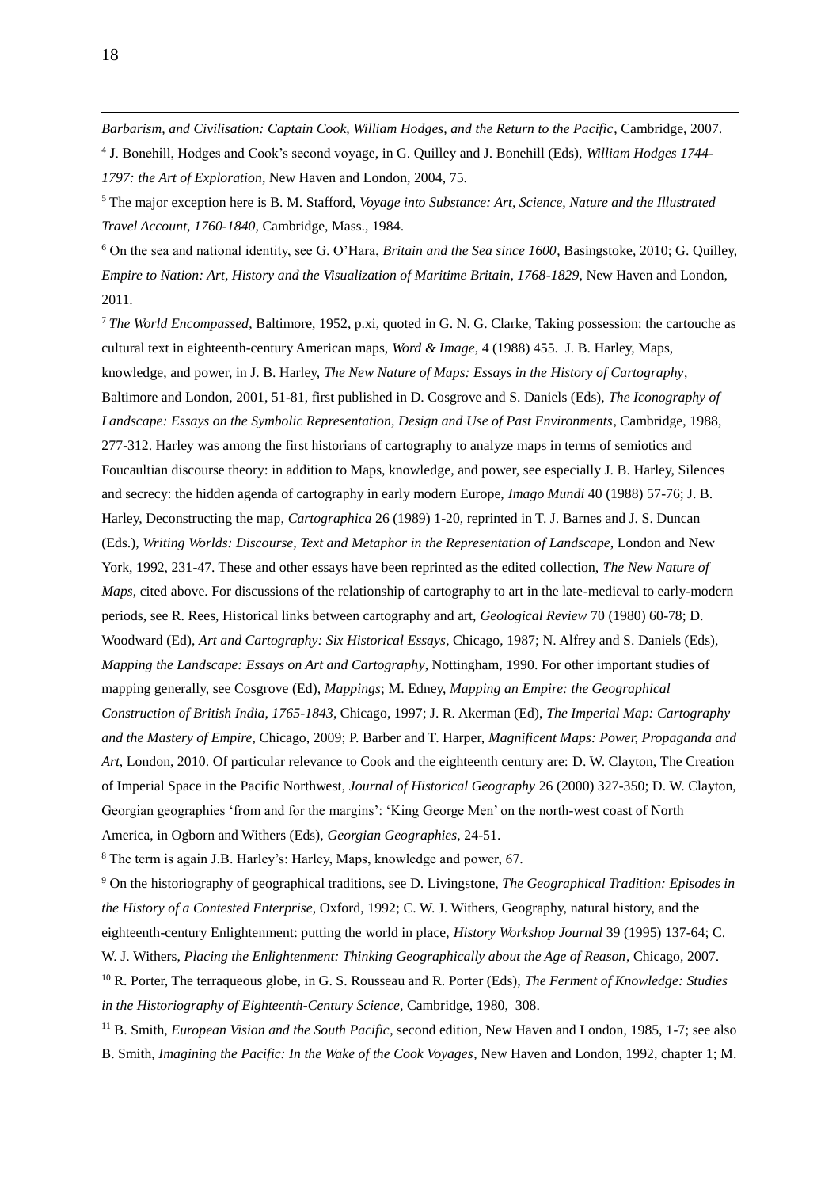*Barbarism, and Civilisation: Captain Cook, William Hodges, and the Return to the Pacific*, Cambridge, 2007.

[4] J. Bonehill, Hodges and Cook's second voyage, in G. Quilley and J. Bonehill (Eds), *William Hodges 1744-1797: the Art of Exploration*, New Haven and London, 2004, 75.

[5] The major exception here is B. M. Stafford, *Voyage into Substance: Art, Science, Nature and the Illustrated Travel Account, 1760-1840*, Cambridge, Mass., 1984.

[6] On the sea and national identity, see G. O'Hara, *Britain and the Sea since 1600*, Basingstoke, 2010; G. Quilley, *Empire to Nation: Art, History and the Visualization of Maritime Britain, 1768-1829*, New Haven and London, 2011.

[7] *The World Encompassed*, Baltimore, 1952, p.xi, quoted in G. N. G. Clarke, Taking possession: the cartouche as cultural text in eighteenth-century American maps, *Word & Image*, 4 (1988) 455. J. B. Harley, Maps, knowledge, and power, in J. B. Harley, *The New Nature of Maps: Essays in the History of Cartography*, Baltimore and London, 2001, 51-81, first published in D. Cosgrove and S. Daniels (Eds), *The Iconography of Landscape: Essays on the Symbolic Representation, Design and Use of Past Environments*, Cambridge, 1988, 277-312. Harley was among the first historians of cartography to analyze maps in terms of semiotics and Foucaultian discourse theory: in addition to Maps, knowledge, and power, see especially J. B. Harley, Silences and secrecy: the hidden agenda of cartography in early modern Europe, *Imago Mundi* 40 (1988) 57-76; J. B. Harley, Deconstructing the map, *Cartographica* 26 (1989) 1-20, reprinted in T. J. Barnes and J. S. Duncan (Eds.), *Writing Worlds: Discourse, Text and Metaphor in the Representation of Landscape*, London and New York, 1992, 231-47. These and other essays have been reprinted as the edited collection, *The New Nature of Maps*, cited above. For discussions of the relationship of cartography to art in the late-medieval to early-modern periods, see R. Rees, Historical links between cartography and art, *Geological Review* 70 (1980) 60-78; D. Woodward (Ed), *Art and Cartography: Six Historical Essays*, Chicago, 1987; N. Alfrey and S. Daniels (Eds), *Mapping the Landscape: Essays on Art and Cartography*, Nottingham, 1990. For other important studies of mapping generally, see Cosgrove (Ed), *Mappings*; M. Edney, *Mapping an Empire: the Geographical Construction of British India, 1765-1843*, Chicago, 1997; J. R. Akerman (Ed), *The Imperial Map: Cartography and the Mastery of Empire*, Chicago, 2009; P. Barber and T. Harper, *Magnificent Maps: Power, Propaganda and Art*, London, 2010. Of particular relevance to Cook and the eighteenth century are: D. W. Clayton, The Creation of Imperial Space in the Pacific Northwest, *Journal of Historical Geography* 26 (2000) 327-350; D. W. Clayton, Georgian geographies 'from and for the margins': 'King George Men' on the north-west coast of North America, in Ogborn and Withers (Eds), *Georgian Geographies*, 24-51.

[8] The term is again J.B. Harley's: Harley, Maps, knowledge and power, 67.

[9] On the historiography of geographical traditions, see D. Livingstone, *The Geographical Tradition: Episodes in the History of a Contested Enterprise*, Oxford, 1992; C. W. J. Withers, Geography, natural history, and the eighteenth-century Enlightenment: putting the world in place, *History Workshop Journal* 39 (1995) 137-64; C. W. J. Withers, *Placing the Enlightenment: Thinking Geographically about the Age of Reason*, Chicago, 2007.

[10] R. Porter, The terraqueous globe, in G. S. Rousseau and R. Porter (Eds), *The Ferment of Knowledge: Studies in the Historiography of Eighteenth-Century Science*, Cambridge, 1980, 308.

[11] B. Smith, *European Vision and the South Pacific*, second edition, New Haven and London, 1985, 1-7; see also B. Smith, *Imagining the Pacific: In the Wake of the Cook Voyages*, New Haven and London, 1992, chapter 1; M.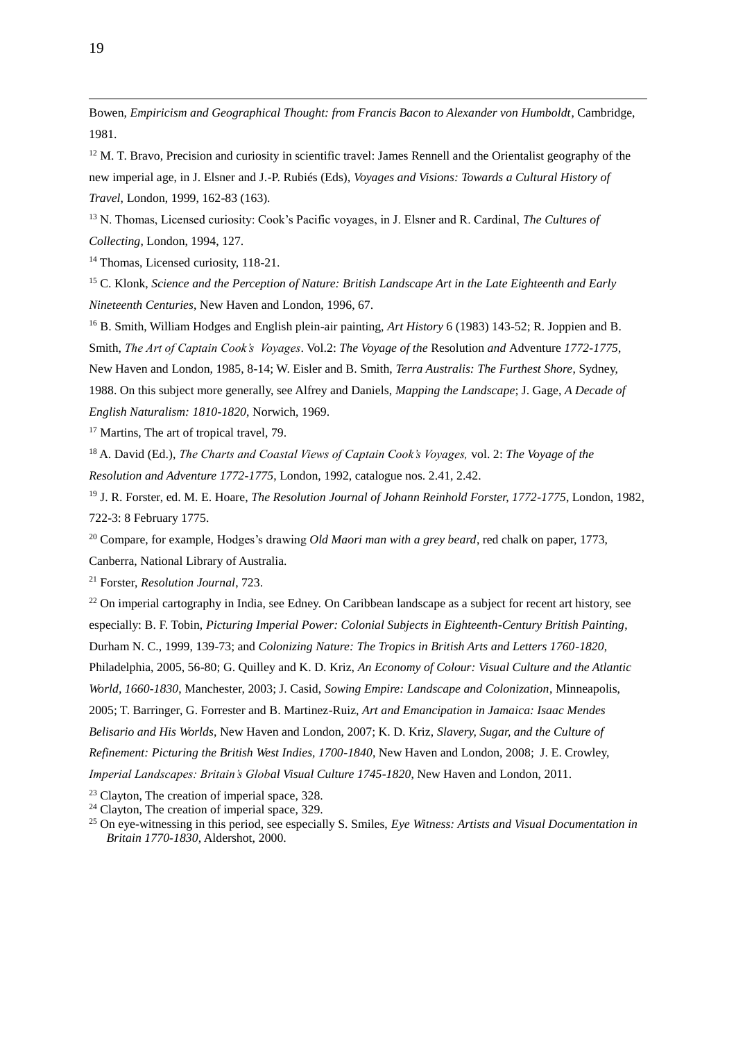Bowen, *Empiricism and Geographical Thought: from Francis Bacon to Alexander von Humboldt*, Cambridge, 1981.

[12] M. T. Bravo, Precision and curiosity in scientific travel: James Rennell and the Orientalist geography of the new imperial age, in J. Elsner and J.-P. Rubiés (Eds), *Voyages and Visions: Towards a Cultural History of Travel*, London, 1999, 162-83 (163).

[13] N. Thomas, Licensed curiosity: Cook's Pacific voyages, in J. Elsner and R. Cardinal, *The Cultures of Collecting*, London, 1994, 127.

[14] Thomas, Licensed curiosity, 118-21.

[15] C. Klonk, *Science and the Perception of Nature: British Landscape Art in the Late Eighteenth and Early Nineteenth Centuries*, New Haven and London, 1996, 67.

[16] B. Smith, William Hodges and English plein-air painting, *Art History* 6 (1983) 143-52; R. Joppien and B. Smith, *The Art of Captain Cook's Voyages*. Vol.2: *The Voyage of the* Resolution *and* Adventure *1772-1775*, New Haven and London, 1985, 8-14; W. Eisler and B. Smith, *Terra Australis: The Furthest Shore*, Sydney, 1988. On this subject more generally, see Alfrey and Daniels, *Mapping the Landscape*; J. Gage, *A Decade of English Naturalism: 1810-1820*, Norwich, 1969.

[17] Martins, The art of tropical travel, 79.

[18] A. David (Ed.), *The Charts and Coastal Views of Captain Cook's Voyages,* vol. 2: *The Voyage of the Resolution and Adventure 1772-1775*, London, 1992, catalogue nos. 2.41, 2.42.

[19] J. R. Forster, ed. M. E. Hoare, *The Resolution Journal of Johann Reinhold Forster, 1772-1775*, London, 1982, 722-3: 8 February 1775.

[20] Compare, for example, Hodges's drawing *Old Maori man with a grey beard*, red chalk on paper, 1773, Canberra, National Library of Australia.

[21] Forster, *Resolution Journal*, 723.

[22] On imperial cartography in India, see Edney. On Caribbean landscape as a subject for recent art history, see especially: B. F. Tobin, *Picturing Imperial Power: Colonial Subjects in Eighteenth-Century British Painting*, Durham N. C., 1999, 139-73; and *Colonizing Nature: The Tropics in British Arts and Letters 1760-1820*, Philadelphia, 2005, 56-80; G. Quilley and K. D. Kriz, *An Economy of Colour: Visual Culture and the Atlantic World, 1660-1830*, Manchester, 2003; J. Casid, *Sowing Empire: Landscape and Colonization*, Minneapolis, 2005; T. Barringer, G. Forrester and B. Martinez-Ruiz, *Art and Emancipation in Jamaica: Isaac Mendes Belisario and His Worlds*, New Haven and London, 2007; K. D. Kriz, *Slavery, Sugar, and the Culture of Refinement: Picturing the British West Indies, 1700-1840*, New Haven and London, 2008; J. E. Crowley, *Imperial Landscapes: Britain's Global Visual Culture 1745-1820*, New Haven and London, 2011.

[23] Clayton, The creation of imperial space, 328.

[24] Clayton, The creation of imperial space, 329.

[25] On eye-witnessing in this period, see especially S. Smiles, *Eye Witness: Artists and Visual Documentation in Britain 1770-1830*, Aldershot, 2000.